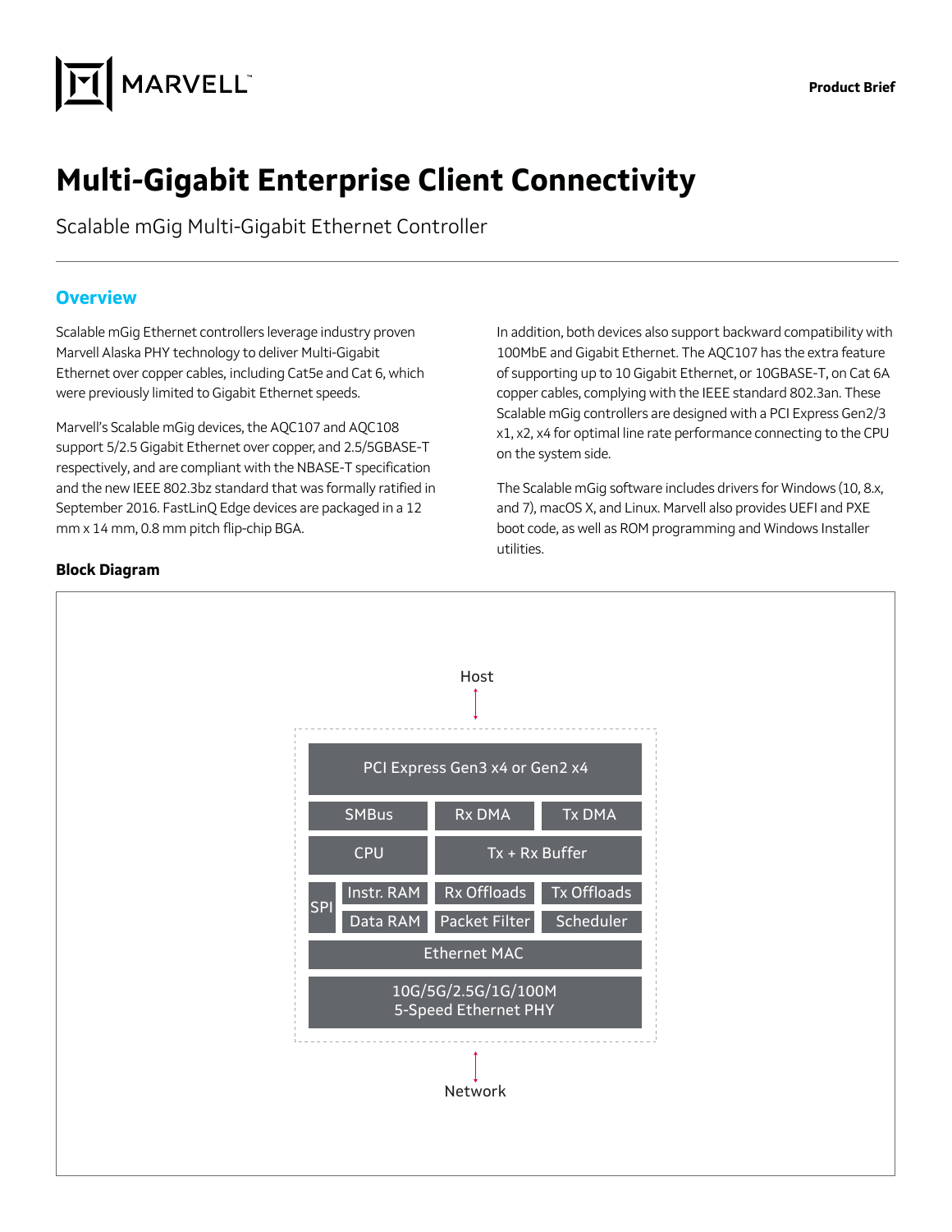Product Brief

# Multi-Gigabit Enterprise Client Connectivity

Scalable mGig Multi-Gigabit Ethernet Controller

## Overview

Scalable mGig Ethernet controllers leverage industry proven Marvell Alaska PHY technology to deliver Multi-Gigabit Ethernet over copper cables, including Cat5e and Cat 6, which were previously limited to Gigabit Ethernet speeds.

Marvell's Scalable mGig devices, the AQC107 and AQC108 support 5/2.5 Gigabit Ethernet over copper, and 2.5/5GBASE-T respectively, and are compliant with the NBASE-T specification and the new IEEE 802.3bz standard that was formally ratified in September 2016. FastLinQ Edge devices are packaged in a 12 mm x 14 mm, 0.8 mm pitch flip-chip BGA.

In addition, both devices also support backward compatibility with 100MbE and Gigabit Ethernet. The AQC107 has the extra feature of supporting up to 10 Gigabit Ethernet, or 10GBASE-T, on Cat 6A copper cables, complying with the IEEE standard 802.3an. These Scalable mGig controllers are designed with a PCI Express Gen2/3 x1, x2, x4 for optimal line rate performance connecting to the CPU on the system side.

The Scalable mGig software includes drivers for Windows (10, 8.x, and 7), macOS X, and Linux. Marvell also provides UEFI and PXE boot code, as well as ROM programming and Windows Installer utilities.

**Block Diagram**

Host

- PCI Express Gen3 x4 or Gen2 x4
- SMBus | Rx DMA | Tx DMA
- CPU | Tx + Rx Buffer
- SPI | Instr. RAM | Data RAM | Rx Offloads | Tx Offloads | Packet Filter | Scheduler
- Ethernet MAC
- 10G/5G/2.5G/1G/100M 5-Speed Ethernet PHY

Network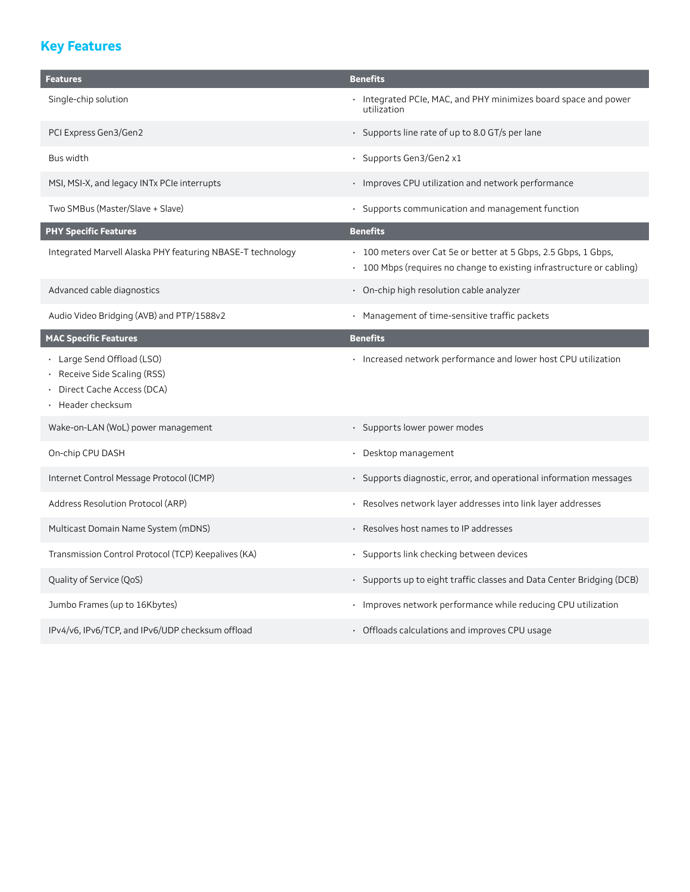## Key Features

| Features | Benefits |
|---|---|
| Single-chip solution | • Integrated PCIe, MAC, and PHY minimizes board space and power utilization |
| PCI Express Gen3/Gen2 | • Supports line rate of up to 8.0 GT/s per lane |
| Bus width | • Supports Gen3/Gen2 x1 |
| MSI, MSI-X, and legacy INTx PCIe interrupts | • Improves CPU utilization and network performance |
| Two SMBus (Master/Slave + Slave) | • Supports communication and management function |
| **PHY Specific Features** | **Benefits** |
| Integrated Marvell Alaska PHY featuring NBASE-T technology | • 100 meters over Cat 5e or better at 5 Gbps, 2.5 Gbps, 1 Gbps, <br>• 100 Mbps (requires no change to existing infrastructure or cabling) |
| Advanced cable diagnostics | • On-chip high resolution cable analyzer |
| Audio Video Bridging (AVB) and PTP/1588v2 | • Management of time-sensitive traffic packets |
| **MAC Specific Features** | **Benefits** |
| • Large Send Offload (LSO) <br>• Receive Side Scaling (RSS) <br>• Direct Cache Access (DCA) <br>• Header checksum | • Increased network performance and lower host CPU utilization |
| Wake-on-LAN (WoL) power management | • Supports lower power modes |
| On-chip CPU DASH | • Desktop management |
| Internet Control Message Protocol (ICMP) | • Supports diagnostic, error, and operational information messages |
| Address Resolution Protocol (ARP) | • Resolves network layer addresses into link layer addresses |
| Multicast Domain Name System (mDNS) | • Resolves host names to IP addresses |
| Transmission Control Protocol (TCP) Keepalives (KA) | • Supports link checking between devices |
| Quality of Service (QoS) | • Supports up to eight traffic classes and Data Center Bridging (DCB) |
| Jumbo Frames (up to 16Kbytes) | • Improves network performance while reducing CPU utilization |
| IPv4/v6, IPv6/TCP, and IPv6/UDP checksum offload | • Offloads calculations and improves CPU usage |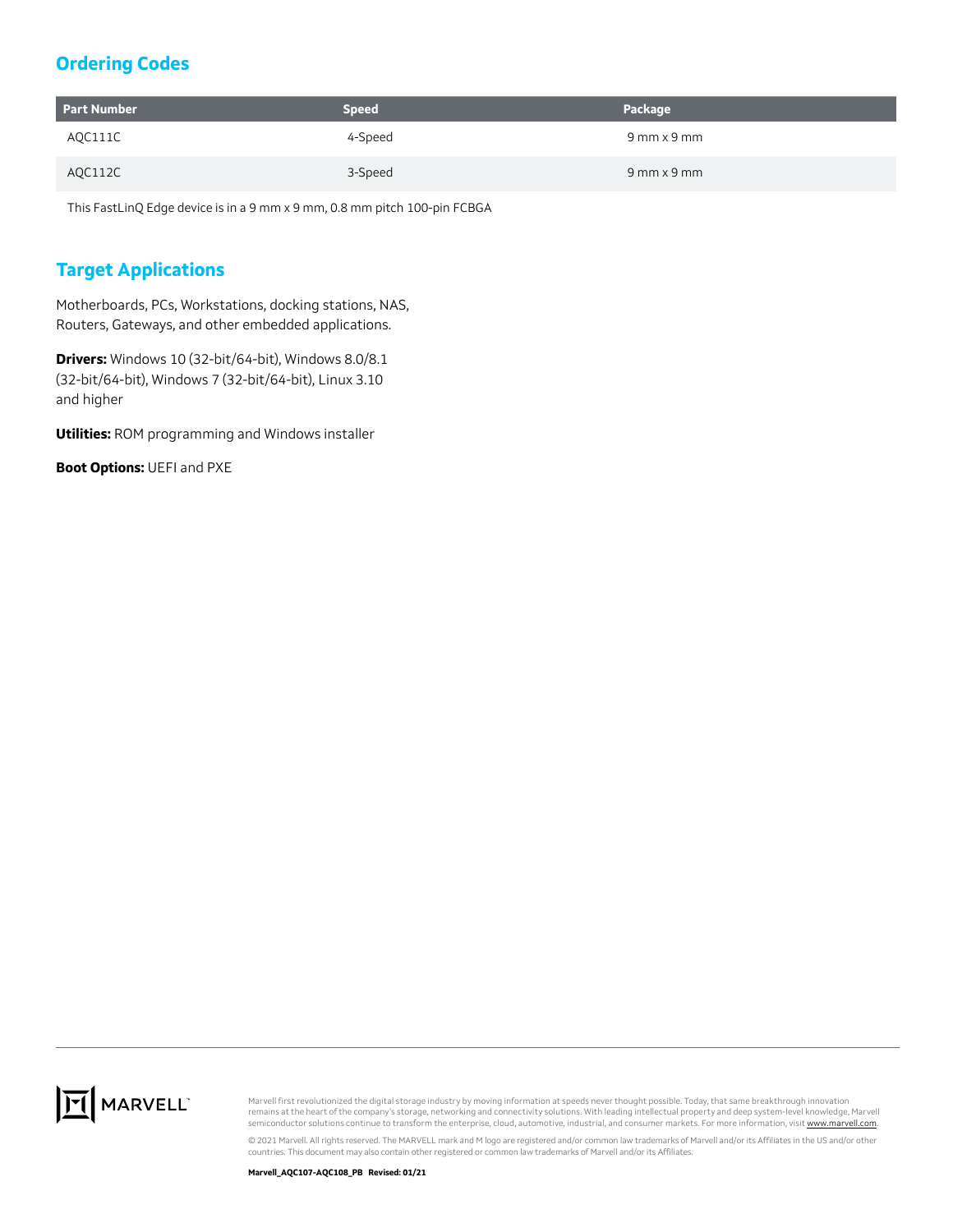## Ordering Codes

| Part Number | Speed | Package |
|---|---|---|
| AQC111C | 4-Speed | 9 mm x 9 mm |
| AQC112C | 3-Speed | 9 mm x 9 mm |

This FastLinQ Edge device is in a 9 mm x 9 mm, 0.8 mm pitch 100-pin FCBGA

## Target Applications

Motherboards, PCs, Workstations, docking stations, NAS, Routers, Gateways, and other embedded applications.

**Drivers:** Windows 10 (32-bit/64-bit), Windows 8.0/8.1 (32-bit/64-bit), Windows 7 (32-bit/64-bit), Linux 3.10 and higher

**Utilities:** ROM programming and Windows installer

**Boot Options:** UEFI and PXE

MARVELL

Marvell first revolutionized the digital storage industry by moving information at speeds never thought possible. Today, that same breakthrough innovation remains at the heart of the company's storage, networking and connectivity solutions. With leading intellectual property and deep system-level knowledge, Marvell semiconductor solutions continue to transform the enterprise, cloud, automotive, industrial, and consumer markets. For more information, visit www.marvell.com.

© 2021 Marvell. All rights reserved. The MARVELL mark and M logo are registered and/or common law trademarks of Marvell and/or its Affiliates in the US and/or other countries. This document may also contain other registered or common law trademarks of Marvell and/or its Affiliates.

**Marvell_AQC107-AQC108_PB Revised: 01/21**